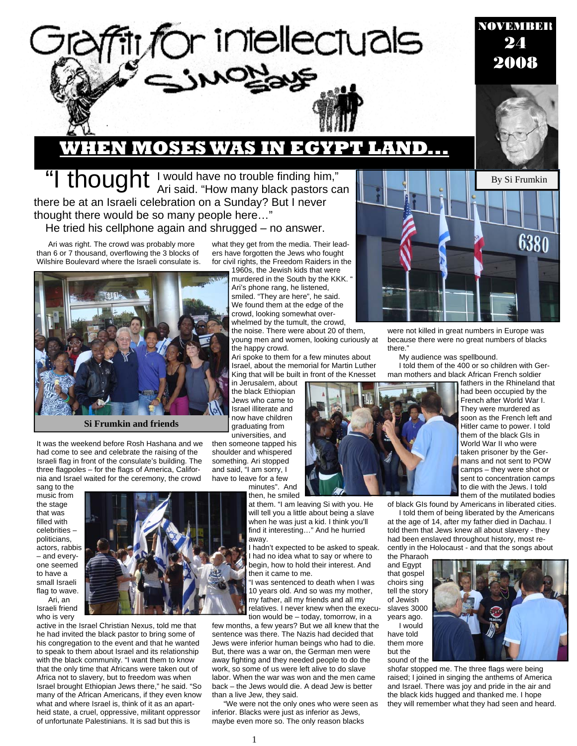# Graffiti for intellectuals

## SIMON says

**NOVEMBER 24 2008**

# WHEN MOSES WAS IN EGYPT LAND…

By Si Frumkin

"I thought I would have no trouble finding him," Ari said. "How many black pastors can there be at an Israeli celebration on a Sunday? But I never thought there would be so many people here…"

He tried his cellphone again and shrugged – no answer.

Ari was right. The crowd was probably more than 6 or 7 thousand, overflowing the 3 blocks of Wilshire Boulevard where the Israeli consulate is.

Si Frumkin and friends

It was the weekend before Rosh Hashana and we had come to see and celebrate the raising of the Israeli flag in front of the consulate's building. The three flagpoles – for the flags of America, California and Israel waited for the ceremony, the crowd sang to the music from the stage that was filled with celebrities – politicians, actors, rabbis – and everyone seemed to have a small Israeli flag to wave.

Ari, an Israeli friend who is very active in the Israel Christian Nexus, told me that he had invited the black pastor to bring some of his congregation to the event and that he wanted to speak to them about Israel and its relationship with the black community. "I want them to know that the only time that Africans were taken out of Africa not to slavery, but to freedom was when Israel brought Ethiopian Jews there," he said. "So many of the African Americans, if they even know what and where Israel is, think of it as an apartheid state, a cruel, oppressive, militant oppressor of unfortunate Palestinians. It is sad but this is what they get from the media. Their leaders have forgotten the Jews who fought for civil rights, the Freedom Raiders in the 1960s, the Jewish kids that were murdered in the South by the KKK. "

Ari's phone rang, he listened, smiled. "They are here", he said. We found them at the edge of the crowd, looking somewhat overwhelmed by the tumult, the crowd, the noise. There were about 20 of them, young men and women, looking curiously at the happy crowd.

Ari spoke to them for a few minutes about Israel, about the memorial for Martin Luther King that will be built in front of the Knesset in Jerusalem, about the black Ethiopian Jews who came to Israel illiterate and now have children graduating from universities, and then someone tapped his shoulder and whispered something. Ari stopped and said, "I am sorry, I have to leave for a few minutes". And then, he smiled at them. "I am leaving Si with you. He will tell you a little about being a slave when he was just a kid. I think you'll find it interesting…" And he hurried away.

I hadn't expected to be asked to speak. I had no idea what to say or where to begin, how to hold their interest. And then it came to me.

"I was sentenced to death when I was 10 years old. And so was my mother, my father, all my friends and all my relatives. I never knew when the execution would be – today, tomorrow, in a few months, a few years? But we all knew that the sentence was there. The Nazis had decided that Jews were inferior human beings who had to die. But, there was a war on, the German men were away fighting and they needed people to do the work, so some of us were left alive to do slave labor. When the war was won and the men came back – the Jews would die. A dead Jew is better than a live Jew, they said.

"We were not the only ones who were seen as inferior. Blacks were just as inferior as Jews, maybe even more so. The only reason blacks were not killed in great numbers in Europe was because there were no great numbers of blacks there."

My audience was spellbound.

I told them of the 400 or so children with German mothers and black African French soldier fathers in the Rhineland that had been occupied by the French after World War I. They were murdered as soon as the French left and Hitler came to power. I told them of the black GIs in World War II who were taken prisoner by the Germans and not sent to POW camps – they were shot or sent to concentration camps to die with the Jews. I told them of the mutilated bodies of black GIs found by Americans in liberated cities.

I told them of being liberated by the Americans at the age of 14, after my father died in Dachau. I told them that Jews knew all about slavery - they had been enslaved throughout history, most recently in the Holocaust - and that the songs about the Pharaoh and Egypt that gospel choirs sing tell the story of Jewish slaves 3000 years ago.

I would have told them more but the sound of the shofar stopped me. The three flags were being raised; I joined in singing the anthems of America and Israel. There was joy and pride in the air and the black kids hugged and thanked me. I hope they will remember what they had seen and heard.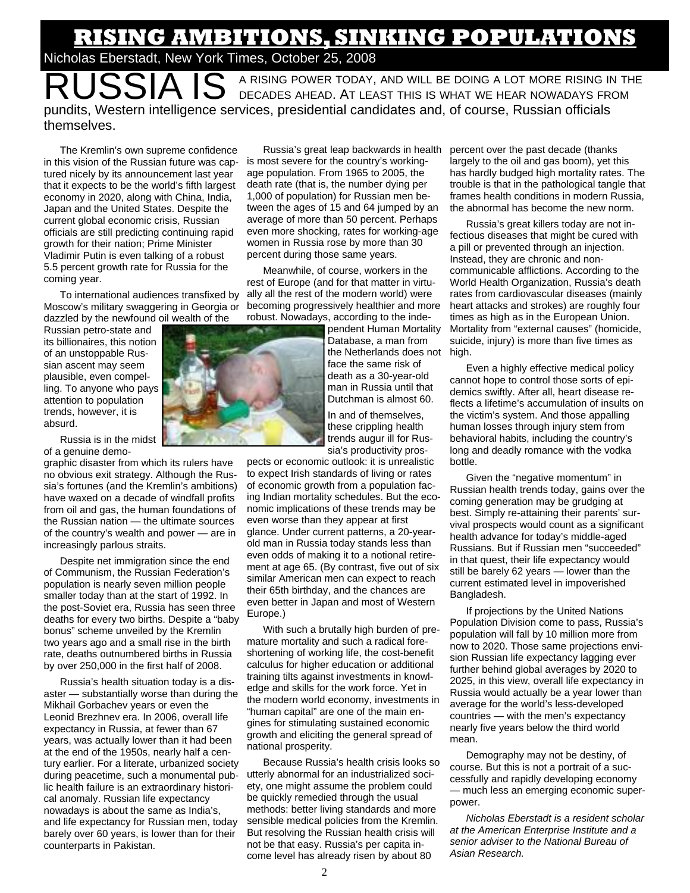# RISING AMBITIONS, SINKING POPULATIONS

Nicholas Eberstadt, New York Times, October 25, 2008

RUSSIA IS A RISING POWER TODAY, AND WILL BE DOING A LOT MORE RISING IN THE DECADES AHEAD. AT LEAST THIS IS WHAT WE HEAR NOWADAYS FROM pundits, Western intelligence services, presidential candidates and, of course, Russian officials themselves.

The Kremlin's own supreme confidence in this vision of the Russian future was captured nicely by its announcement last year that it expects to be the world's fifth largest economy in 2020, along with China, India, Japan and the United States. Despite the current global economic crisis, Russian officials are still predicting continuing rapid growth for their nation; Prime Minister Vladimir Putin is even talking of a robust 5.5 percent growth rate for Russia for the coming year.

To international audiences transfixed by Moscow's military swaggering in Georgia or dazzled by the newfound oil wealth of the Russian petro-state and its billionaires, this notion of an unstoppable Russian ascent may seem plausible, even compelling. To anyone who pays attention to population trends, however, it is absurd.

Russia is in the midst of a genuine demographic disaster from which its rulers have no obvious exit strategy. Although the Russia's fortunes (and the Kremlin's ambitions) have waxed on a decade of windfall profits from oil and gas, the human foundations of the Russian nation — the ultimate sources of the country's wealth and power — are in increasingly parlous straits.

Despite net immigration since the end of Communism, the Russian Federation's population is nearly seven million people smaller today than at the start of 1992. In the post-Soviet era, Russia has seen three deaths for every two births. Despite a "baby bonus" scheme unveiled by the Kremlin two years ago and a small rise in the birth rate, deaths outnumbered births in Russia by over 250,000 in the first half of 2008.

Russia's health situation today is a disaster — substantially worse than during the Mikhail Gorbachev years or even the Leonid Brezhnev era. In 2006, overall life expectancy in Russia, at fewer than 67 years, was actually lower than it had been at the end of the 1950s, nearly half a century earlier. For a literate, urbanized society during peacetime, such a monumental public health failure is an extraordinary historical anomaly. Russian life expectancy nowadays is about the same as India's, and life expectancy for Russian men, today barely over 60 years, is lower than for their counterparts in Pakistan.

Russia's great leap backwards in health is most severe for the country's working-age population. From 1965 to 2005, the death rate (that is, the number dying per 1,000 of population) for Russian men between the ages of 15 and 64 jumped by an average of more than 50 percent. Perhaps even more shocking, rates for working-age women in Russia rose by more than 30 percent during those same years.

Meanwhile, of course, workers in the rest of Europe (and for that matter in virtually all the rest of the modern world) were becoming progressively healthier and more robust. Nowadays, according to the independent Human Mortality Database, a man from the Netherlands does not face the same risk of death as a 30-year-old man in Russia until that Dutchman is almost 60.

In and of themselves, these crippling health trends augur ill for Russia's productivity prospects or economic outlook: it is unrealistic to expect Irish standards of living or rates of economic growth from a population facing Indian mortality schedules. But the economic implications of these trends may be even worse than they appear at first glance. Under current patterns, a 20-year-old man in Russia today stands less than even odds of making it to a notional retirement at age 65. (By contrast, five out of six similar American men can expect to reach their 65th birthday, and the chances are even better in Japan and most of Western Europe.)

With such a brutally high burden of premature mortality and such a radical foreshortening of working life, the cost-benefit calculus for higher education or additional training tilts against investments in knowledge and skills for the work force. Yet in the modern world economy, investments in "human capital" are one of the main engines for stimulating sustained economic growth and eliciting the general spread of national prosperity.

Because Russia's health crisis looks so utterly abnormal for an industrialized society, one might assume the problem could be quickly remedied through the usual methods: better living standards and more sensible medical policies from the Kremlin. But resolving the Russian health crisis will not be that easy. Russia's per capita income level has already risen by about 80 percent over the past decade (thanks largely to the oil and gas boom), yet this has hardly budged high mortality rates. The trouble is that in the pathological tangle that frames health conditions in modern Russia, the abnormal has become the new norm.

Russia's great killers today are not infectious diseases that might be cured with a pill or prevented through an injection. Instead, they are chronic and non-communicable afflictions. According to the World Health Organization, Russia's death rates from cardiovascular diseases (mainly heart attacks and strokes) are roughly four times as high as in the European Union. Mortality from "external causes" (homicide, suicide, injury) is more than five times as high.

Even a highly effective medical policy cannot hope to control those sorts of epidemics swiftly. After all, heart disease reflects a lifetime's accumulation of insults on the victim's system. And those appalling human losses through injury stem from behavioral habits, including the country's long and deadly romance with the vodka bottle.

Given the "negative momentum" in Russian health trends today, gains over the coming generation may be grudging at best. Simply re-attaining their parents' survival prospects would count as a significant health advance for today's middle-aged Russians. But if Russian men "succeeded" in that quest, their life expectancy would still be barely 62 years — lower than the current estimated level in impoverished Bangladesh.

If projections by the United Nations Population Division come to pass, Russia's population will fall by 10 million more from now to 2020. Those same projections envision Russian life expectancy lagging ever further behind global averages by 2020 to 2025, in this view, overall life expectancy in Russia would actually be a year lower than average for the world's less-developed countries — with the men's expectancy nearly five years below the third world mean.

Demography may not be destiny, of course. But this is not a portrait of a successfully and rapidly developing economy — much less an emerging economic superpower.

*Nicholas Eberstadt is a resident scholar at the American Enterprise Institute and a senior adviser to the National Bureau of Asian Research.*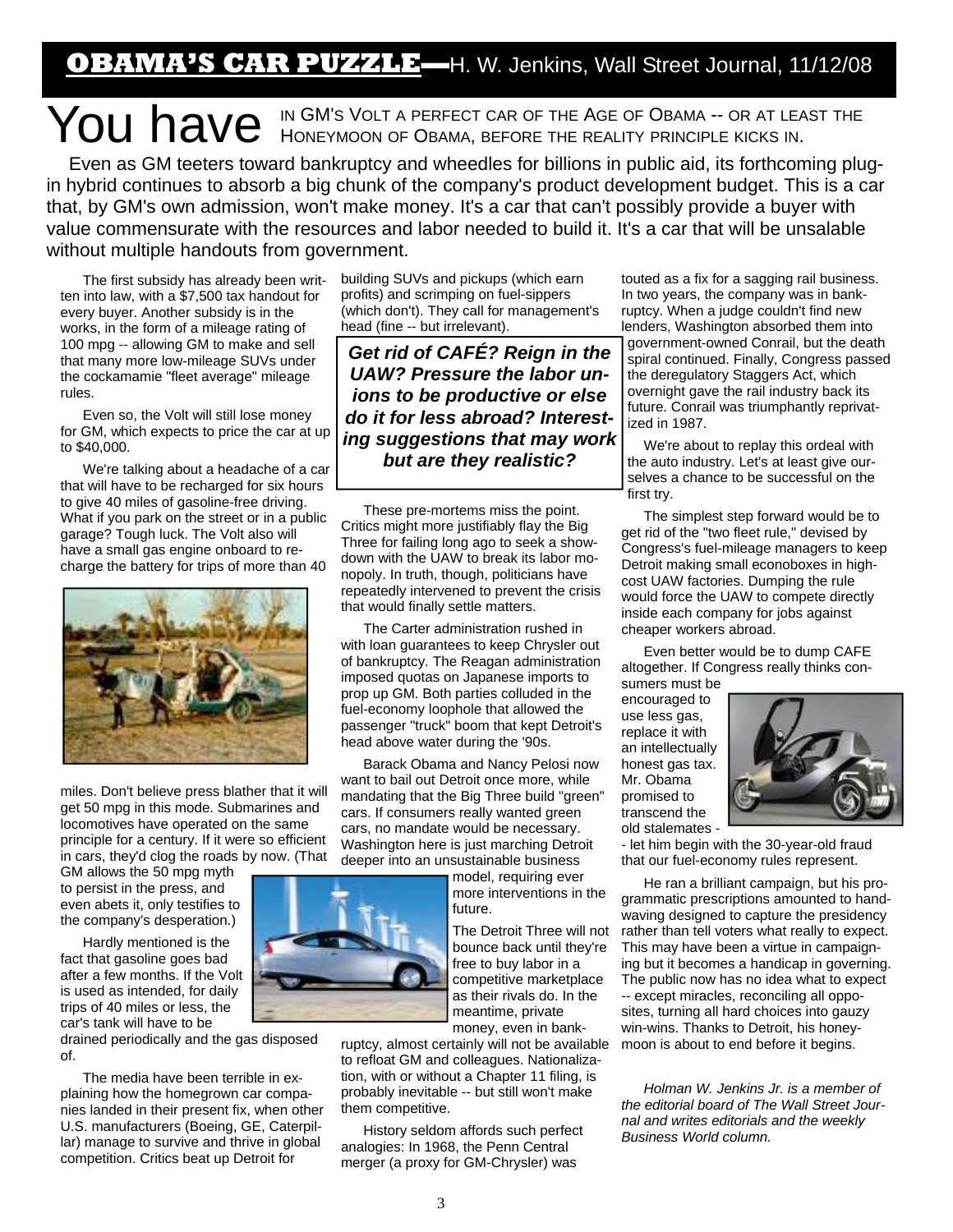# **OBAMA'S CAR PUZZLE**—H. W. Jenkins, Wall Street Journal, 11/12/08

You have IN GM'S VOLT A PERFECT CAR OF THE AGE OF OBAMA -- OR AT LEAST THE HONEYMOON OF OBAMA, BEFORE THE REALITY PRINCIPLE KICKS IN.

Even as GM teeters toward bankruptcy and wheedles for billions in public aid, its forthcoming plug-in hybrid continues to absorb a big chunk of the company's product development budget. This is a car that, by GM's own admission, won't make money. It's a car that can't possibly provide a buyer with value commensurate with the resources and labor needed to build it. It's a car that will be unsalable without multiple handouts from government.

The first subsidy has already been written into law, with a $7,500 tax handout for every buyer. Another subsidy is in the works, in the form of a mileage rating of 100 mpg -- allowing GM to make and sell that many more low-mileage SUVs under the cockamamie "fleet average" mileage rules.

Even so, the Volt will still lose money for GM, which expects to price the car at up to $40,000.

We're talking about a headache of a car that will have to be recharged for six hours to give 40 miles of gasoline-free driving. What if you park on the street or in a public garage? Tough luck. The Volt also will have a small gas engine onboard to recharge the battery for trips of more than 40 miles. Don't believe press blather that it will get 50 mpg in this mode. Submarines and locomotives have operated on the same principle for a century. If it were so efficient in cars, they'd clog the roads by now. (That GM allows the 50 mpg myth to persist in the press, and even abets it, only testifies to the company's desperation.)

Hardly mentioned is the fact that gasoline goes bad after a few months. If the Volt is used as intended, for daily trips of 40 miles or less, the car's tank will have to be drained periodically and the gas disposed of.

The media have been terrible in explaining how the homegrown car companies landed in their present fix, when other U.S. manufacturers (Boeing, GE, Caterpillar) manage to survive and thrive in global competition. Critics beat up Detroit for building SUVs and pickups (which earn profits) and scrimping on fuel-sippers (which don't). They call for management's head (fine -- but irrelevant).

***Get rid of CAFÉ? Reign in the UAW? Pressure the labor unions to be productive or else do it for less abroad? Interesting suggestions that may work but are they realistic?***

These pre-mortems miss the point. Critics might more justifiably flay the Big Three for failing long ago to seek a showdown with the UAW to break its labor monopoly. In truth, though, politicians have repeatedly intervened to prevent the crisis that would finally settle matters.

The Carter administration rushed in with loan guarantees to keep Chrysler out of bankruptcy. The Reagan administration imposed quotas on Japanese imports to prop up GM. Both parties colluded in the fuel-economy loophole that allowed the passenger "truck" boom that kept Detroit's head above water during the '90s.

Barack Obama and Nancy Pelosi now want to bail out Detroit once more, while mandating that the Big Three build "green" cars. If consumers really wanted green cars, no mandate would be necessary. Washington here is just marching Detroit deeper into an unsustainable business model, requiring ever more interventions in the future.

The Detroit Three will not bounce back until they're free to buy labor in a competitive marketplace as their rivals do. In the meantime, private money, even in bankruptcy, almost certainly will not be available to refloat GM and colleagues. Nationalization, with or without a Chapter 11 filing, is probably inevitable -- but still won't make them competitive.

History seldom affords such perfect analogies: In 1968, the Penn Central merger (a proxy for GM-Chrysler) was touted as a fix for a sagging rail business. In two years, the company was in bankruptcy. When a judge couldn't find new lenders, Washington absorbed them into government-owned Conrail, but the death spiral continued. Finally, Congress passed the deregulatory Staggers Act, which overnight gave the rail industry back its future. Conrail was triumphantly reprivatized in 1987.

We're about to replay this ordeal with the auto industry. Let's at least give ourselves a chance to be successful on the first try.

The simplest step forward would be to get rid of the "two fleet rule," devised by Congress's fuel-mileage managers to keep Detroit making small econoboxes in high-cost UAW factories. Dumping the rule would force the UAW to compete directly inside each company for jobs against cheaper workers abroad.

Even better would be to dump CAFE altogether. If Congress really thinks consumers must be encouraged to use less gas, replace it with an intellectually honest gas tax. Mr. Obama promised to transcend the old stalemates -- let him begin with the 30-year-old fraud that our fuel-economy rules represent.

He ran a brilliant campaign, but his programmatic prescriptions amounted to hand-waving designed to capture the presidency rather than tell voters what really to expect. This may have been a virtue in campaigning but it becomes a handicap in governing. The public now has no idea what to expect -- except miracles, reconciling all opposites, turning all hard choices into gauzy win-wins. Thanks to Detroit, his honeymoon is about to end before it begins.

*Holman W. Jenkins Jr. is a member of the editorial board of The Wall Street Journal and writes editorials and the weekly Business World column.*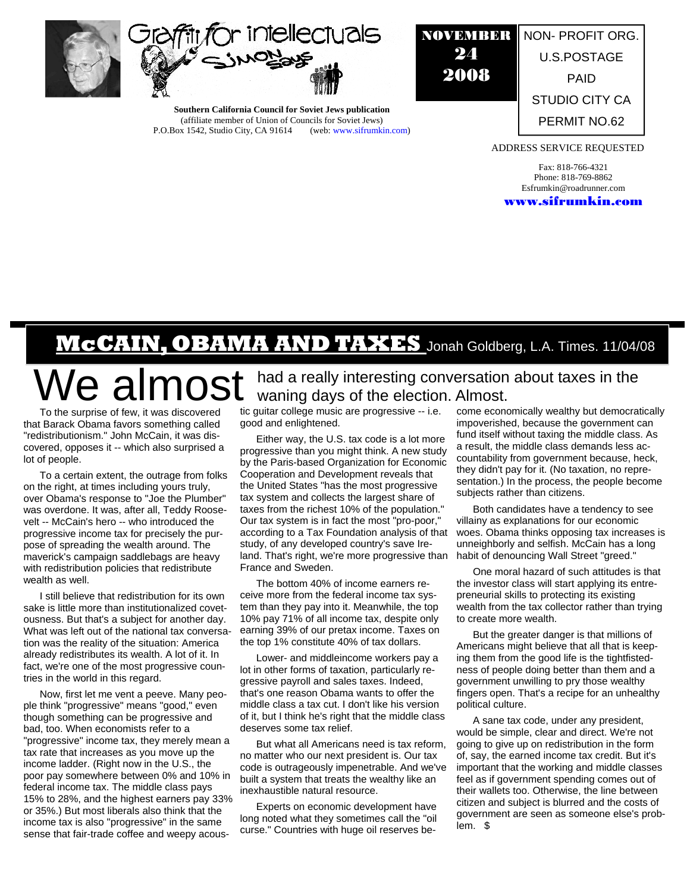Graffiti for intellectuals

Simon Says

**Southern California Council for Soviet Jews publication**
(affiliate member of Union of Councils for Soviet Jews)
P.O.Box 1542, Studio City, CA 91614 (web: www.sifrumkin.com)

**NOVEMBER 24 2008**

NON- PROFIT ORG.
U.S.POSTAGE
PAID
STUDIO CITY CA
PERMIT NO.62

ADDRESS SERVICE REQUESTED

Fax: 818-766-4321
Phone: 818-769-8862
Esfrumkin@roadrunner.com
**www.sifrumkin.com**

## McCAIN, OBAMA AND TAXES Jonah Goldberg, L.A. Times. 11/04/08

We almost had a really interesting conversation about taxes in the waning days of the election. Almost.

To the surprise of few, it was discovered that Barack Obama favors something called "redistributionism." John McCain, it was discovered, opposes it -- which also surprised a lot of people.

To a certain extent, the outrage from folks on the right, at times including yours truly, over Obama's response to "Joe the Plumber" was overdone. It was, after all, Teddy Roosevelt -- McCain's hero -- who introduced the progressive income tax for precisely the purpose of spreading the wealth around. The maverick's campaign saddlebags are heavy with redistribution policies that redistribute wealth as well.

I still believe that redistribution for its own sake is little more than institutionalized covetousness. But that's a subject for another day. What was left out of the national tax conversation was the reality of the situation: America already redistributes its wealth. A lot of it. In fact, we're one of the most progressive countries in the world in this regard.

Now, first let me vent a peeve. Many people think "progressive" means "good," even though something can be progressive and bad, too. When economists refer to a "progressive" income tax, they merely mean a tax rate that increases as you move up the income ladder. (Right now in the U.S., the poor pay somewhere between 0% and 10% in federal income tax. The middle class pays 15% to 28%, and the highest earners pay 33% or 35%.) But most liberals also think that the income tax is also "progressive" in the same sense that fair-trade coffee and weepy acoustic guitar college music are progressive -- i.e. good and enlightened.

Either way, the U.S. tax code is a lot more progressive than you might think. A new study by the Paris-based Organization for Economic Cooperation and Development reveals that the United States "has the most progressive tax system and collects the largest share of taxes from the richest 10% of the population." Our tax system is in fact the most "pro-poor," according to a Tax Foundation analysis of that study, of any developed country's save Ireland. That's right, we're more progressive than France and Sweden.

The bottom 40% of income earners receive more from the federal income tax system than they pay into it. Meanwhile, the top 10% pay 71% of all income tax, despite only earning 39% of our pretax income. Taxes on the top 1% constitute 40% of tax dollars.

Lower- and middleincome workers pay a lot in other forms of taxation, particularly regressive payroll and sales taxes. Indeed, that's one reason Obama wants to offer the middle class a tax cut. I don't like his version of it, but I think he's right that the middle class deserves some tax relief.

But what all Americans need is tax reform, no matter who our next president is. Our tax code is outrageously impenetrable. And we've built a system that treats the wealthy like an inexhaustible natural resource.

Experts on economic development have long noted what they sometimes call the "oil curse." Countries with huge oil reserves become economically wealthy but democratically impoverished, because the government can fund itself without taxing the middle class. As a result, the middle class demands less accountability from government because, heck, they didn't pay for it. (No taxation, no representation.) In the process, the people become subjects rather than citizens.

Both candidates have a tendency to see villainy as explanations for our economic woes. Obama thinks opposing tax increases is unneighborly and selfish. McCain has a long habit of denouncing Wall Street "greed."

One moral hazard of such attitudes is that the investor class will start applying its entrepreneurial skills to protecting its existing wealth from the tax collector rather than trying to create more wealth.

But the greater danger is that millions of Americans might believe that all that is keeping them from the good life is the tightfistedness of people doing better than them and a government unwilling to pry those wealthy fingers open. That's a recipe for an unhealthy political culture.

A sane tax code, under any president, would be simple, clear and direct. We're not going to give up on redistribution in the form of, say, the earned income tax credit. But it's important that the working and middle classes feel as if government spending comes out of their wallets too. Otherwise, the line between citizen and subject is blurred and the costs of government are seen as someone else's problem. $